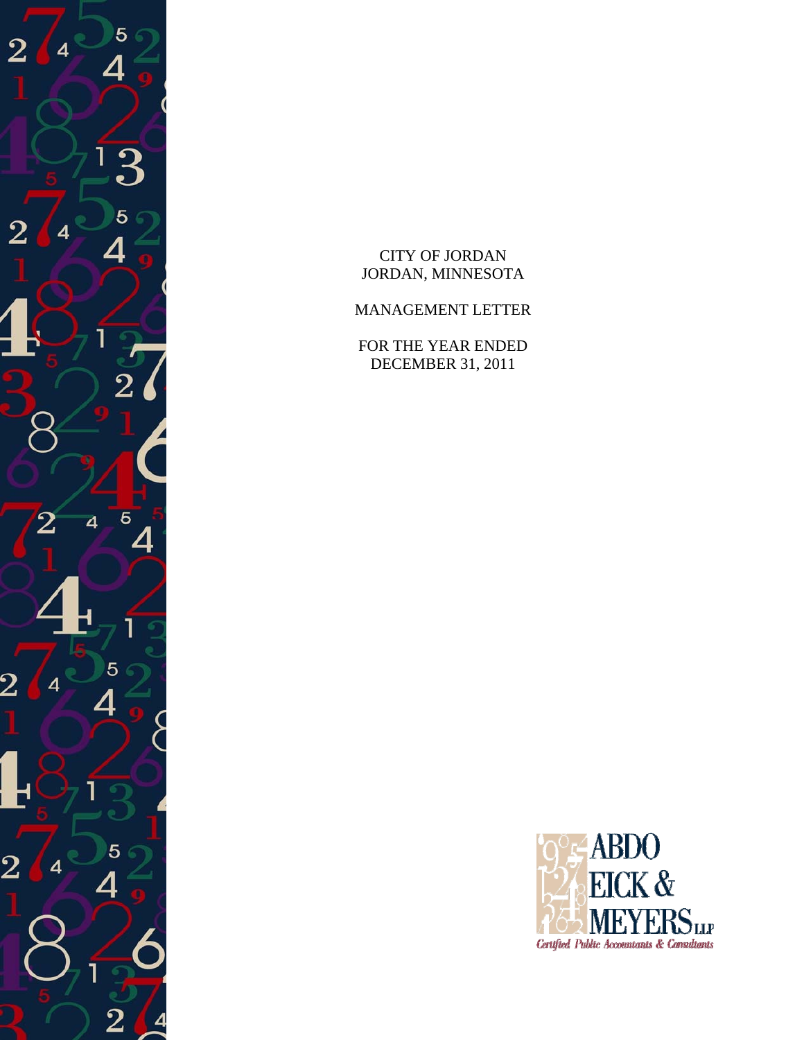CITY OF JORDAN
JORDAN, MINNESOTA

MANAGEMENT LETTER

FOR THE YEAR ENDED
DECEMBER 31, 2011

ABDO
EICK &
MEYERS LLP
Certified Public Accountants & Consultants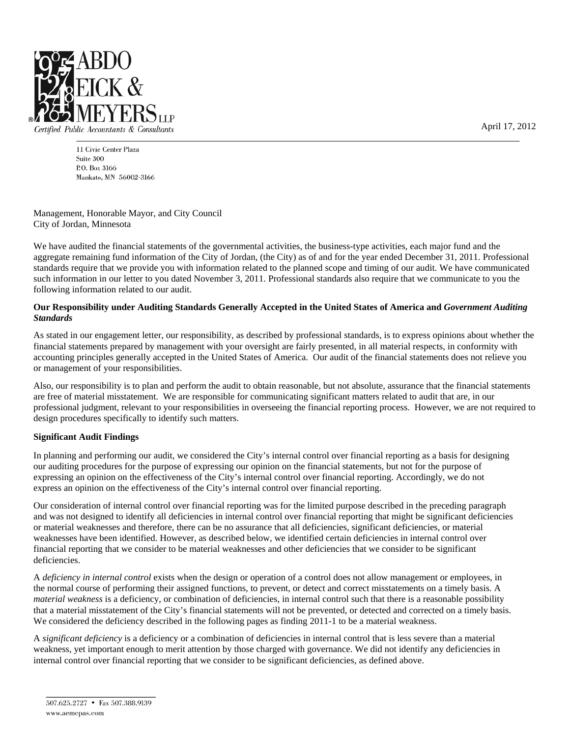**ABDO EICK & MEYERS LLP**
*Certified Public Accountants & Consultants*

11 Civic Center Plaza
Suite 300
P.O. Box 3166
Mankato, MN 56002-3166

April 17, 2012

Management, Honorable Mayor, and City Council
City of Jordan, Minnesota

We have audited the financial statements of the governmental activities, the business-type activities, each major fund and the aggregate remaining fund information of the City of Jordan, (the City) as of and for the year ended December 31, 2011. Professional standards require that we provide you with information related to the planned scope and timing of our audit. We have communicated such information in our letter to you dated November 3, 2011. Professional standards also require that we communicate to you the following information related to our audit.

**Our Responsibility under Auditing Standards Generally Accepted in the United States of America and *Government Auditing Standards***

As stated in our engagement letter, our responsibility, as described by professional standards, is to express opinions about whether the financial statements prepared by management with your oversight are fairly presented, in all material respects, in conformity with accounting principles generally accepted in the United States of America. Our audit of the financial statements does not relieve you or management of your responsibilities.

Also, our responsibility is to plan and perform the audit to obtain reasonable, but not absolute, assurance that the financial statements are free of material misstatement. We are responsible for communicating significant matters related to audit that are, in our professional judgment, relevant to your responsibilities in overseeing the financial reporting process. However, we are not required to design procedures specifically to identify such matters.

**Significant Audit Findings**

In planning and performing our audit, we considered the City's internal control over financial reporting as a basis for designing our auditing procedures for the purpose of expressing our opinion on the financial statements, but not for the purpose of expressing an opinion on the effectiveness of the City's internal control over financial reporting. Accordingly, we do not express an opinion on the effectiveness of the City's internal control over financial reporting.

Our consideration of internal control over financial reporting was for the limited purpose described in the preceding paragraph and was not designed to identify all deficiencies in internal control over financial reporting that might be significant deficiencies or material weaknesses and therefore, there can be no assurance that all deficiencies, significant deficiencies, or material weaknesses have been identified. However, as described below, we identified certain deficiencies in internal control over financial reporting that we consider to be material weaknesses and other deficiencies that we consider to be significant deficiencies.

A *deficiency in internal control* exists when the design or operation of a control does not allow management or employees, in the normal course of performing their assigned functions, to prevent, or detect and correct misstatements on a timely basis. A *material weakness* is a deficiency, or combination of deficiencies, in internal control such that there is a reasonable possibility that a material misstatement of the City's financial statements will not be prevented, or detected and corrected on a timely basis. We considered the deficiency described in the following pages as finding 2011-1 to be a material weakness.

A *significant deficiency* is a deficiency or a combination of deficiencies in internal control that is less severe than a material weakness, yet important enough to merit attention by those charged with governance. We did not identify any deficiencies in internal control over financial reporting that we consider to be significant deficiencies, as defined above.

507.625.2727 • Fax 507.388.9139
www.aemcpas.com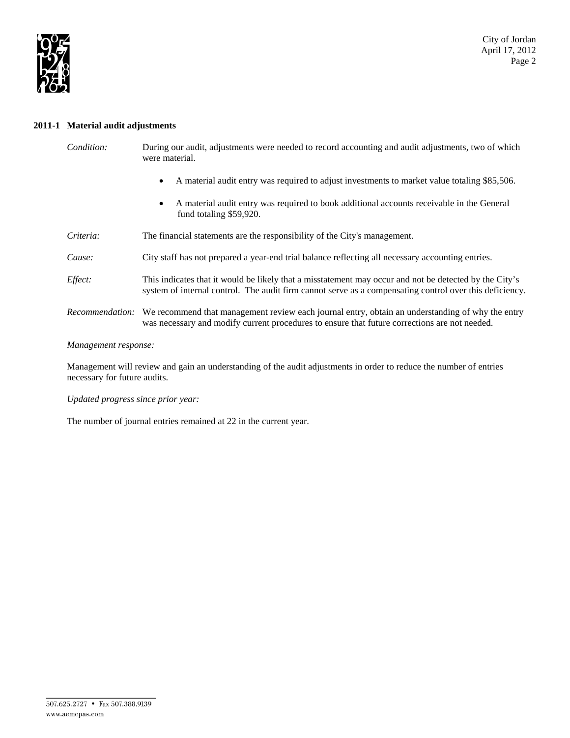## 2011-1 Material audit adjustments

*Condition:* During our audit, adjustments were needed to record accounting and audit adjustments, two of which were material.

- A material audit entry was required to adjust investments to market value totaling $85,506.
- A material audit entry was required to book additional accounts receivable in the General fund totaling $59,920.

*Criteria:* The financial statements are the responsibility of the City's management.

*Cause:* City staff has not prepared a year-end trial balance reflecting all necessary accounting entries.

*Effect:* This indicates that it would be likely that a misstatement may occur and not be detected by the City's system of internal control. The audit firm cannot serve as a compensating control over this deficiency.

*Recommendation:* We recommend that management review each journal entry, obtain an understanding of why the entry was necessary and modify current procedures to ensure that future corrections are not needed.

*Management response:*

Management will review and gain an understanding of the audit adjustments in order to reduce the number of entries necessary for future audits.

*Updated progress since prior year:*

The number of journal entries remained at 22 in the current year.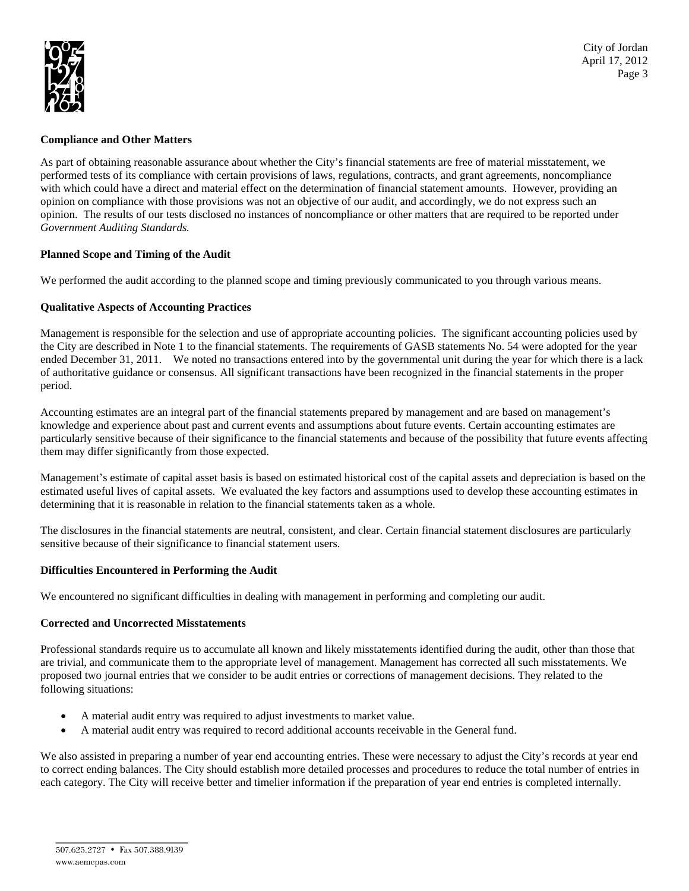**Compliance and Other Matters**

As part of obtaining reasonable assurance about whether the City's financial statements are free of material misstatement, we performed tests of its compliance with certain provisions of laws, regulations, contracts, and grant agreements, noncompliance with which could have a direct and material effect on the determination of financial statement amounts. However, providing an opinion on compliance with those provisions was not an objective of our audit, and accordingly, we do not express such an opinion. The results of our tests disclosed no instances of noncompliance or other matters that are required to be reported under *Government Auditing Standards.*

**Planned Scope and Timing of the Audit**

We performed the audit according to the planned scope and timing previously communicated to you through various means.

**Qualitative Aspects of Accounting Practices**

Management is responsible for the selection and use of appropriate accounting policies. The significant accounting policies used by the City are described in Note 1 to the financial statements. The requirements of GASB statements No. 54 were adopted for the year ended December 31, 2011. We noted no transactions entered into by the governmental unit during the year for which there is a lack of authoritative guidance or consensus. All significant transactions have been recognized in the financial statements in the proper period.

Accounting estimates are an integral part of the financial statements prepared by management and are based on management's knowledge and experience about past and current events and assumptions about future events. Certain accounting estimates are particularly sensitive because of their significance to the financial statements and because of the possibility that future events affecting them may differ significantly from those expected.

Management's estimate of capital asset basis is based on estimated historical cost of the capital assets and depreciation is based on the estimated useful lives of capital assets. We evaluated the key factors and assumptions used to develop these accounting estimates in determining that it is reasonable in relation to the financial statements taken as a whole.

The disclosures in the financial statements are neutral, consistent, and clear. Certain financial statement disclosures are particularly sensitive because of their significance to financial statement users.

**Difficulties Encountered in Performing the Audit**

We encountered no significant difficulties in dealing with management in performing and completing our audit.

**Corrected and Uncorrected Misstatements**

Professional standards require us to accumulate all known and likely misstatements identified during the audit, other than those that are trivial, and communicate them to the appropriate level of management. Management has corrected all such misstatements. We proposed two journal entries that we consider to be audit entries or corrections of management decisions. They related to the following situations:

- A material audit entry was required to adjust investments to market value.
- A material audit entry was required to record additional accounts receivable in the General fund.

We also assisted in preparing a number of year end accounting entries. These were necessary to adjust the City's records at year end to correct ending balances. The City should establish more detailed processes and procedures to reduce the total number of entries in each category. The City will receive better and timelier information if the preparation of year end entries is completed internally.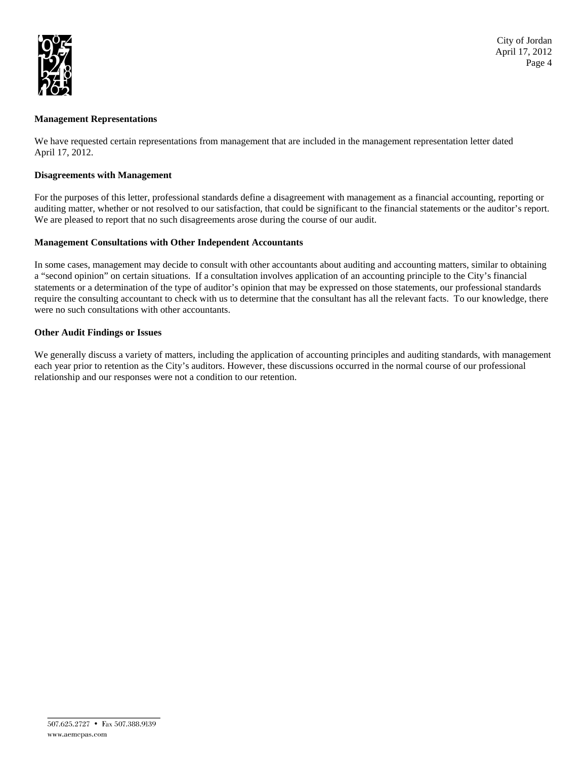**Management Representations**

We have requested certain representations from management that are included in the management representation letter dated April 17, 2012.

**Disagreements with Management**

For the purposes of this letter, professional standards define a disagreement with management as a financial accounting, reporting or auditing matter, whether or not resolved to our satisfaction, that could be significant to the financial statements or the auditor's report. We are pleased to report that no such disagreements arose during the course of our audit.

**Management Consultations with Other Independent Accountants**

In some cases, management may decide to consult with other accountants about auditing and accounting matters, similar to obtaining a "second opinion" on certain situations. If a consultation involves application of an accounting principle to the City's financial statements or a determination of the type of auditor's opinion that may be expressed on those statements, our professional standards require the consulting accountant to check with us to determine that the consultant has all the relevant facts. To our knowledge, there were no such consultations with other accountants.

**Other Audit Findings or Issues**

We generally discuss a variety of matters, including the application of accounting principles and auditing standards, with management each year prior to retention as the City's auditors. However, these discussions occurred in the normal course of our professional relationship and our responses were not a condition to our retention.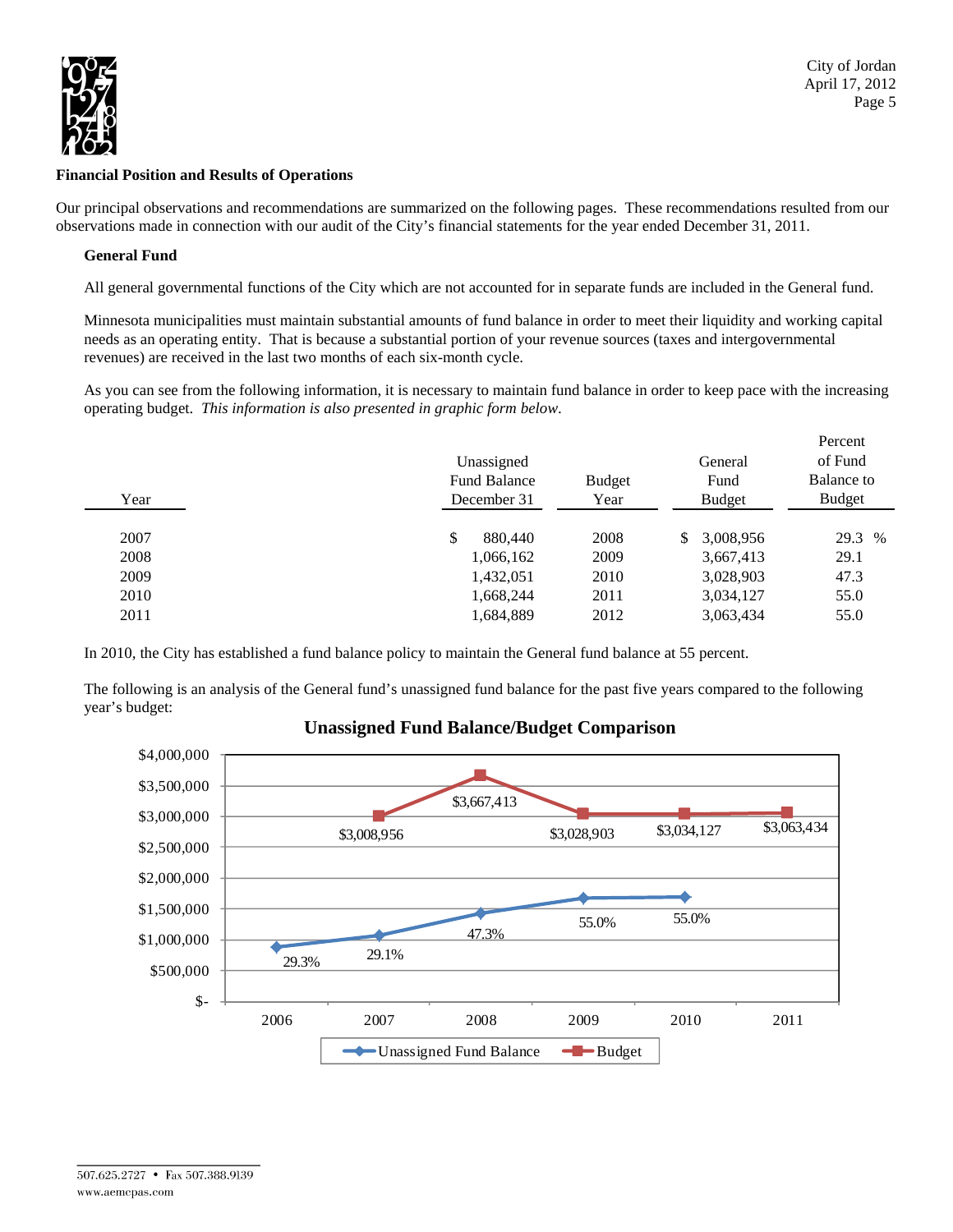## Financial Position and Results of Operations

Our principal observations and recommendations are summarized on the following pages. These recommendations resulted from our observations made in connection with our audit of the City's financial statements for the year ended December 31, 2011.

### General Fund

All general governmental functions of the City which are not accounted for in separate funds are included in the General fund.

Minnesota municipalities must maintain substantial amounts of fund balance in order to meet their liquidity and working capital needs as an operating entity. That is because a substantial portion of your revenue sources (taxes and intergovernmental revenues) are received in the last two months of each six-month cycle.

As you can see from the following information, it is necessary to maintain fund balance in order to keep pace with the increasing operating budget. *This information is also presented in graphic form below.*

| Year | Unassigned Fund Balance December 31 | Budget Year | General Fund Budget | Percent of Fund Balance to Budget |
|---|---|---|---|---|
| 2007 | $ 880,440 | 2008 | $ 3,008,956 | 29.3 % |
| 2008 | 1,066,162 | 2009 | 3,667,413 | 29.1 |
| 2009 | 1,432,051 | 2010 | 3,028,903 | 47.3 |
| 2010 | 1,668,244 | 2011 | 3,034,127 | 55.0 |
| 2011 | 1,684,889 | 2012 | 3,063,434 | 55.0 |

In 2010, the City has established a fund balance policy to maintain the General fund balance at 55 percent.

The following is an analysis of the General fund's unassigned fund balance for the past five years compared to the following year's budget:

**Unassigned Fund Balance/Budget Comparison**

| Year | Unassigned Fund Balance | Budget |
|---|---|---|
| 2006 | 29.3% | |
| 2007 | 29.1% | $3,008,956 |
| 2008 | 47.3% | $3,667,413 |
| 2009 | 55.0% | $3,028,903 |
| 2010 | 55.0% | $3,034,127 |
| 2011 | | $3,063,434 |

Unassigned Fund Balance — Budget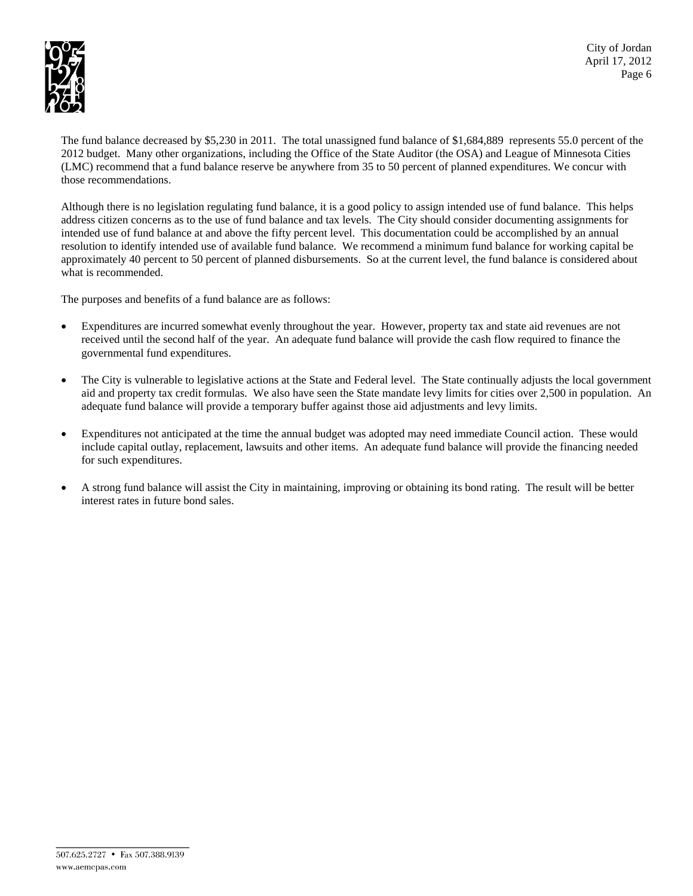The fund balance decreased by $5,230 in 2011. The total unassigned fund balance of $1,684,889 represents 55.0 percent of the 2012 budget. Many other organizations, including the Office of the State Auditor (the OSA) and League of Minnesota Cities (LMC) recommend that a fund balance reserve be anywhere from 35 to 50 percent of planned expenditures. We concur with those recommendations.

Although there is no legislation regulating fund balance, it is a good policy to assign intended use of fund balance. This helps address citizen concerns as to the use of fund balance and tax levels. The City should consider documenting assignments for intended use of fund balance at and above the fifty percent level. This documentation could be accomplished by an annual resolution to identify intended use of available fund balance. We recommend a minimum fund balance for working capital be approximately 40 percent to 50 percent of planned disbursements. So at the current level, the fund balance is considered about what is recommended.

The purposes and benefits of a fund balance are as follows:

- Expenditures are incurred somewhat evenly throughout the year. However, property tax and state aid revenues are not received until the second half of the year. An adequate fund balance will provide the cash flow required to finance the governmental fund expenditures.
- The City is vulnerable to legislative actions at the State and Federal level. The State continually adjusts the local government aid and property tax credit formulas. We also have seen the State mandate levy limits for cities over 2,500 in population. An adequate fund balance will provide a temporary buffer against those aid adjustments and levy limits.
- Expenditures not anticipated at the time the annual budget was adopted may need immediate Council action. These would include capital outlay, replacement, lawsuits and other items. An adequate fund balance will provide the financing needed for such expenditures.
- A strong fund balance will assist the City in maintaining, improving or obtaining its bond rating. The result will be better interest rates in future bond sales.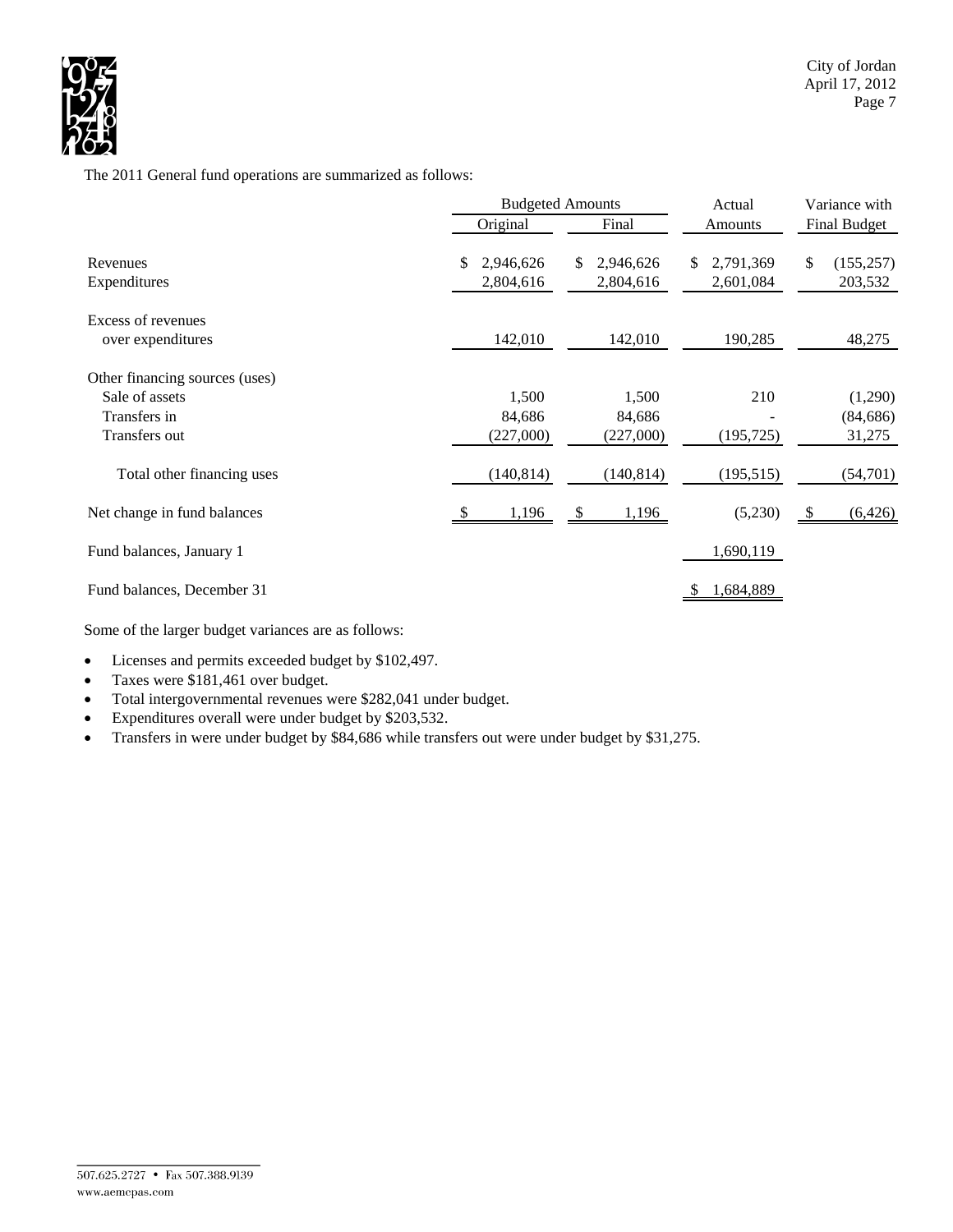The 2011 General fund operations are summarized as follows:

| | Budgeted Amounts | | Actual | Variance with |
|---|---|---|---|---|
| | Original | Final | Amounts | Final Budget |
| Revenues | $ 2,946,626 | $ 2,946,626 | $ 2,791,369 | $ (155,257) |
| Expenditures | 2,804,616 | 2,804,616 | 2,601,084 | 203,532 |
| Excess of revenues over expenditures | 142,010 | 142,010 | 190,285 | 48,275 |
| Other financing sources (uses) | | | | |
| Sale of assets | 1,500 | 1,500 | 210 | (1,290) |
| Transfers in | 84,686 | 84,686 | - | (84,686) |
| Transfers out | (227,000) | (227,000) | (195,725) | 31,275 |
| Total other financing uses | (140,814) | (140,814) | (195,515) | (54,701) |
| Net change in fund balances | $ 1,196 | $ 1,196 | (5,230) | $ (6,426) |
| Fund balances, January 1 | | | 1,690,119 | |
| Fund balances, December 31 | | | $ 1,684,889 | |

Some of the larger budget variances are as follows:

- Licenses and permits exceeded budget by $102,497.
- Taxes were $181,461 over budget.
- Total intergovernmental revenues were $282,041 under budget.
- Expenditures overall were under budget by $203,532.
- Transfers in were under budget by $84,686 while transfers out were under budget by $31,275.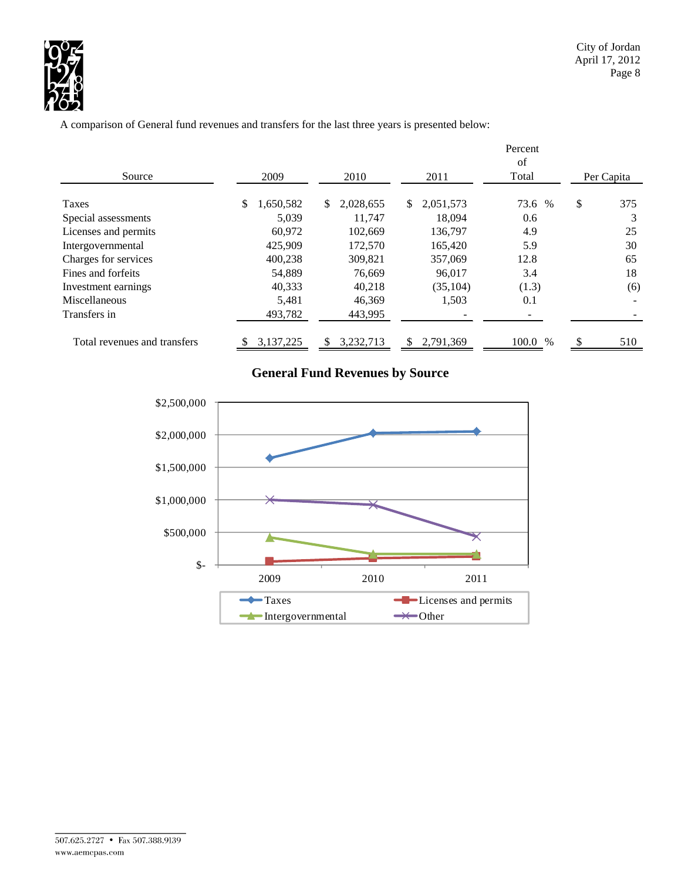A comparison of General fund revenues and transfers for the last three years is presented below:

| Source | 2009 | 2010 | 2011 | Percent of Total | Per Capita |
|---|---|---|---|---|---|
| Taxes | $ 1,650,582 | $ 2,028,655 | $ 2,051,573 | 73.6 % | $ 375 |
| Special assessments | 5,039 | 11,747 | 18,094 | 0.6 | 3 |
| Licenses and permits | 60,972 | 102,669 | 136,797 | 4.9 | 25 |
| Intergovernmental | 425,909 | 172,570 | 165,420 | 5.9 | 30 |
| Charges for services | 400,238 | 309,821 | 357,069 | 12.8 | 65 |
| Fines and forfeits | 54,889 | 76,669 | 96,017 | 3.4 | 18 |
| Investment earnings | 40,333 | 40,218 | (35,104) | (1.3) | (6) |
| Miscellaneous | 5,481 | 46,369 | 1,503 | 0.1 | - |
| Transfers in | 493,782 | 443,995 | - | - | - |
| Total revenues and transfers | $ 3,137,225 | $ 3,232,713 | $ 2,791,369 | 100.0 % | $ 510 |

**General Fund Revenues by Source**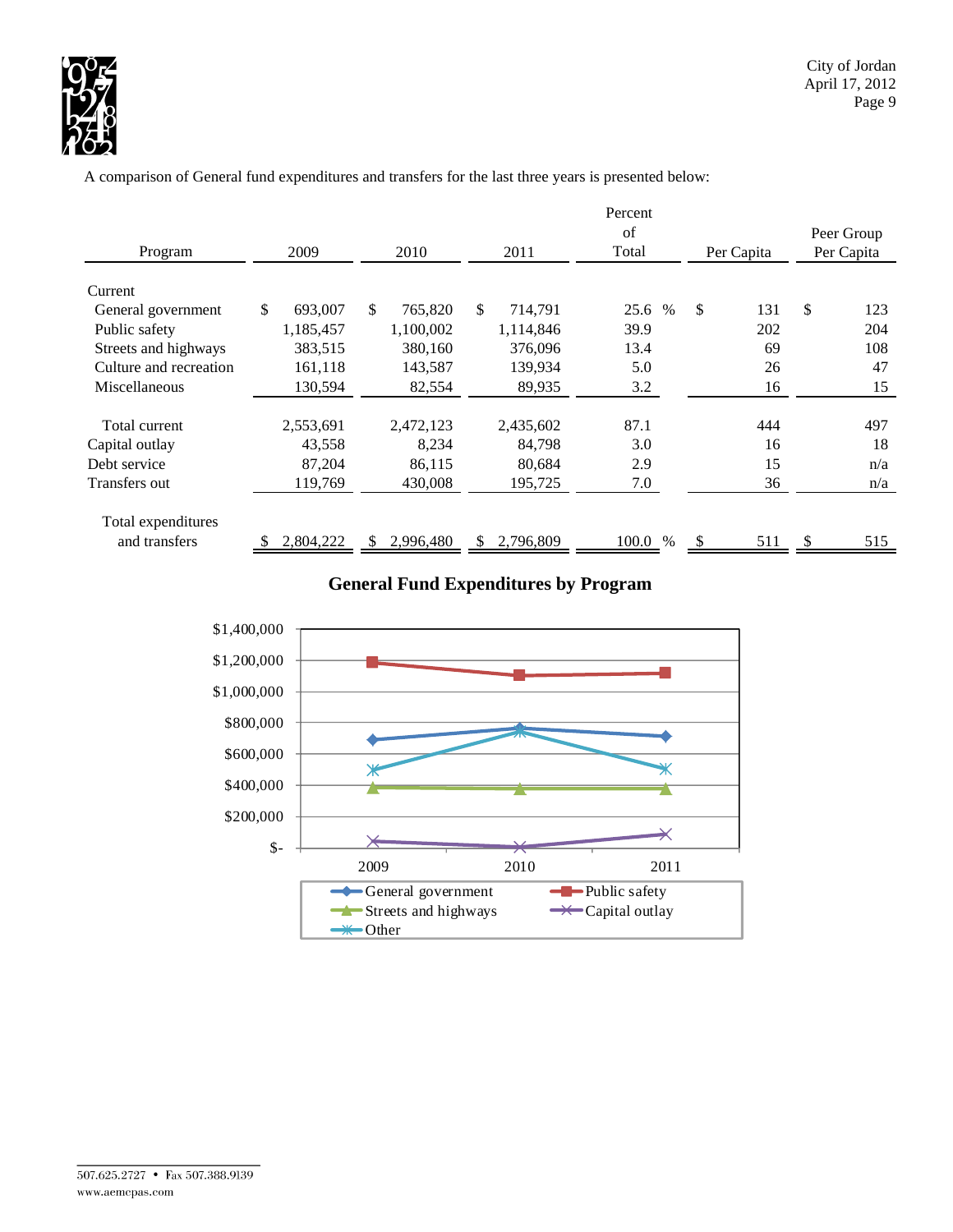A comparison of General fund expenditures and transfers for the last three years is presented below:

| Program | 2009 | 2010 | 2011 | Percent of Total | Per Capita | Peer Group Per Capita |
|---|---|---|---|---|---|---|
| Current | | | | | | |
| General government | $ 693,007 | $ 765,820 | $ 714,791 | 25.6 % | $ 131 | $ 123 |
| Public safety | 1,185,457 | 1,100,002 | 1,114,846 | 39.9 | 202 | 204 |
| Streets and highways | 383,515 | 380,160 | 376,096 | 13.4 | 69 | 108 |
| Culture and recreation | 161,118 | 143,587 | 139,934 | 5.0 | 26 | 47 |
| Miscellaneous | 130,594 | 82,554 | 89,935 | 3.2 | 16 | 15 |
| Total current | 2,553,691 | 2,472,123 | 2,435,602 | 87.1 | 444 | 497 |
| Capital outlay | 43,558 | 8,234 | 84,798 | 3.0 | 16 | 18 |
| Debt service | 87,204 | 86,115 | 80,684 | 2.9 | 15 | n/a |
| Transfers out | 119,769 | 430,008 | 195,725 | 7.0 | 36 | n/a |
| Total expenditures and transfers | $ 2,804,222 | $ 2,996,480 | $ 2,796,809 | 100.0 % | $ 511 | $ 515 |

## General Fund Expenditures by Program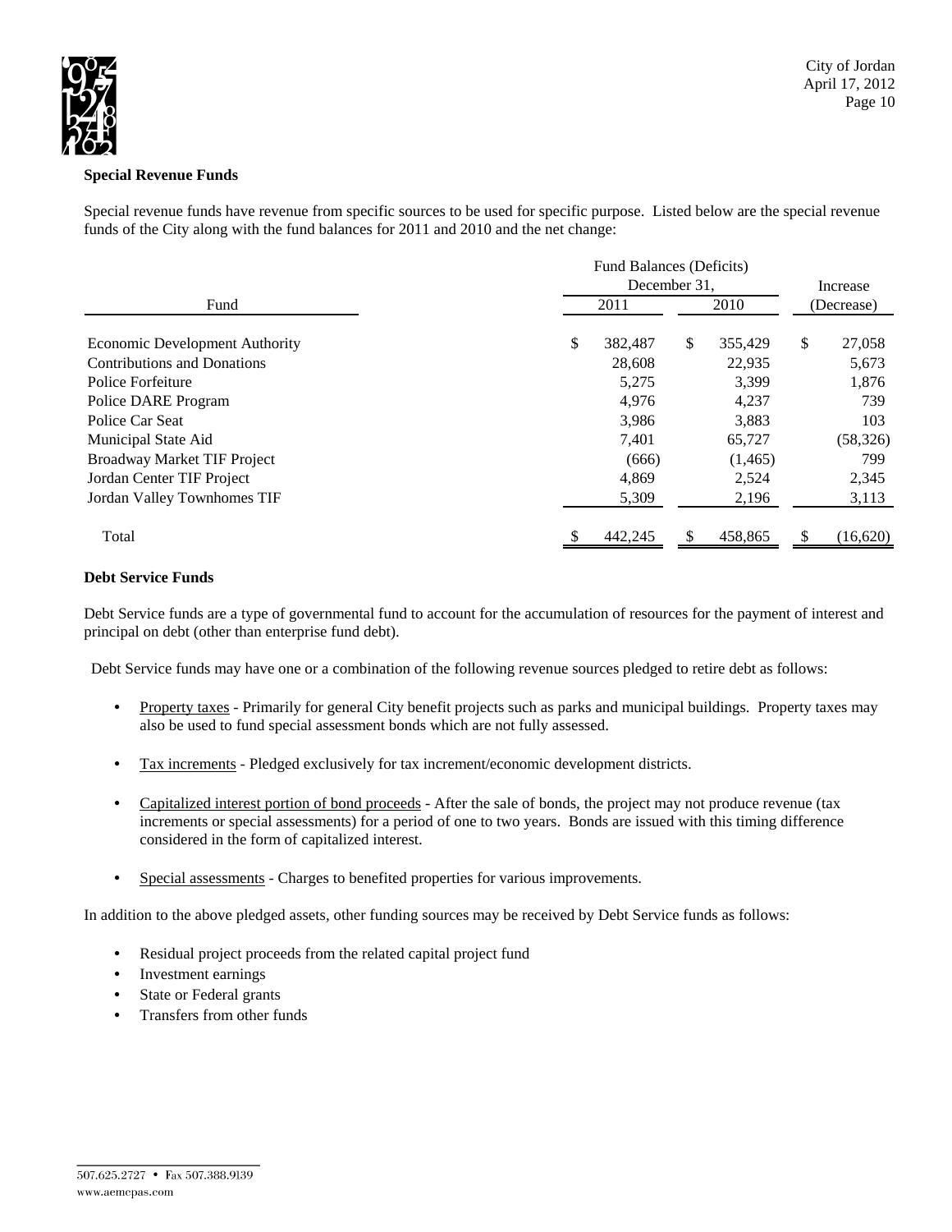### Special Revenue Funds

Special revenue funds have revenue from specific sources to be used for specific purpose. Listed below are the special revenue funds of the City along with the fund balances for 2011 and 2010 and the net change:

| Fund | Fund Balances (Deficits) December 31, 2011 | Fund Balances (Deficits) December 31, 2010 | Increase (Decrease) |
|---|---|---|---|
| Economic Development Authority | $ 382,487 | $ 355,429 | $ 27,058 |
| Contributions and Donations | 28,608 | 22,935 | 5,673 |
| Police Forfeiture | 5,275 | 3,399 | 1,876 |
| Police DARE Program | 4,976 | 4,237 | 739 |
| Police Car Seat | 3,986 | 3,883 | 103 |
| Municipal State Aid | 7,401 | 65,727 | (58,326) |
| Broadway Market TIF Project | (666) | (1,465) | 799 |
| Jordan Center TIF Project | 4,869 | 2,524 | 2,345 |
| Jordan Valley Townhomes TIF | 5,309 | 2,196 | 3,113 |
| Total | $ 442,245 | $ 458,865 | $ (16,620) |

### Debt Service Funds

Debt Service funds are a type of governmental fund to account for the accumulation of resources for the payment of interest and principal on debt (other than enterprise fund debt).

Debt Service funds may have one or a combination of the following revenue sources pledged to retire debt as follows:

- Property taxes - Primarily for general City benefit projects such as parks and municipal buildings. Property taxes may also be used to fund special assessment bonds which are not fully assessed.
- Tax increments - Pledged exclusively for tax increment/economic development districts.
- Capitalized interest portion of bond proceeds - After the sale of bonds, the project may not produce revenue (tax increments or special assessments) for a period of one to two years. Bonds are issued with this timing difference considered in the form of capitalized interest.
- Special assessments - Charges to benefited properties for various improvements.

In addition to the above pledged assets, other funding sources may be received by Debt Service funds as follows:

- Residual project proceeds from the related capital project fund
- Investment earnings
- State or Federal grants
- Transfers from other funds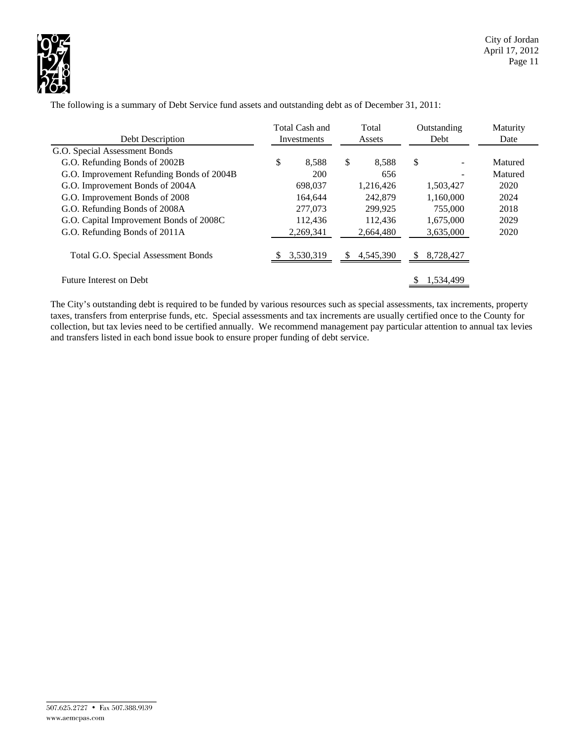The following is a summary of Debt Service fund assets and outstanding debt as of December 31, 2011:

| Debt Description | Total Cash and Investments | Total Assets | Outstanding Debt | Maturity Date |
|---|---|---|---|---|
| G.O. Special Assessment Bonds | | | | |
| G.O. Refunding Bonds of 2002B | $ 8,588 | $ 8,588 | $ - | Matured |
| G.O. Improvement Refunding Bonds of 2004B | 200 | 656 | - | Matured |
| G.O. Improvement Bonds of 2004A | 698,037 | 1,216,426 | 1,503,427 | 2020 |
| G.O. Improvement Bonds of 2008 | 164,644 | 242,879 | 1,160,000 | 2024 |
| G.O. Refunding Bonds of 2008A | 277,073 | 299,925 | 755,000 | 2018 |
| G.O. Capital Improvement Bonds of 2008C | 112,436 | 112,436 | 1,675,000 | 2029 |
| G.O. Refunding Bonds of 2011A | 2,269,341 | 2,664,480 | 3,635,000 | 2020 |
| Total G.O. Special Assessment Bonds | $ 3,530,319 | $ 4,545,390 | $ 8,728,427 | |
| Future Interest on Debt | | | $ 1,534,499 | |

The City's outstanding debt is required to be funded by various resources such as special assessments, tax increments, property taxes, transfers from enterprise funds, etc. Special assessments and tax increments are usually certified once to the County for collection, but tax levies need to be certified annually. We recommend management pay particular attention to annual tax levies and transfers listed in each bond issue book to ensure proper funding of debt service.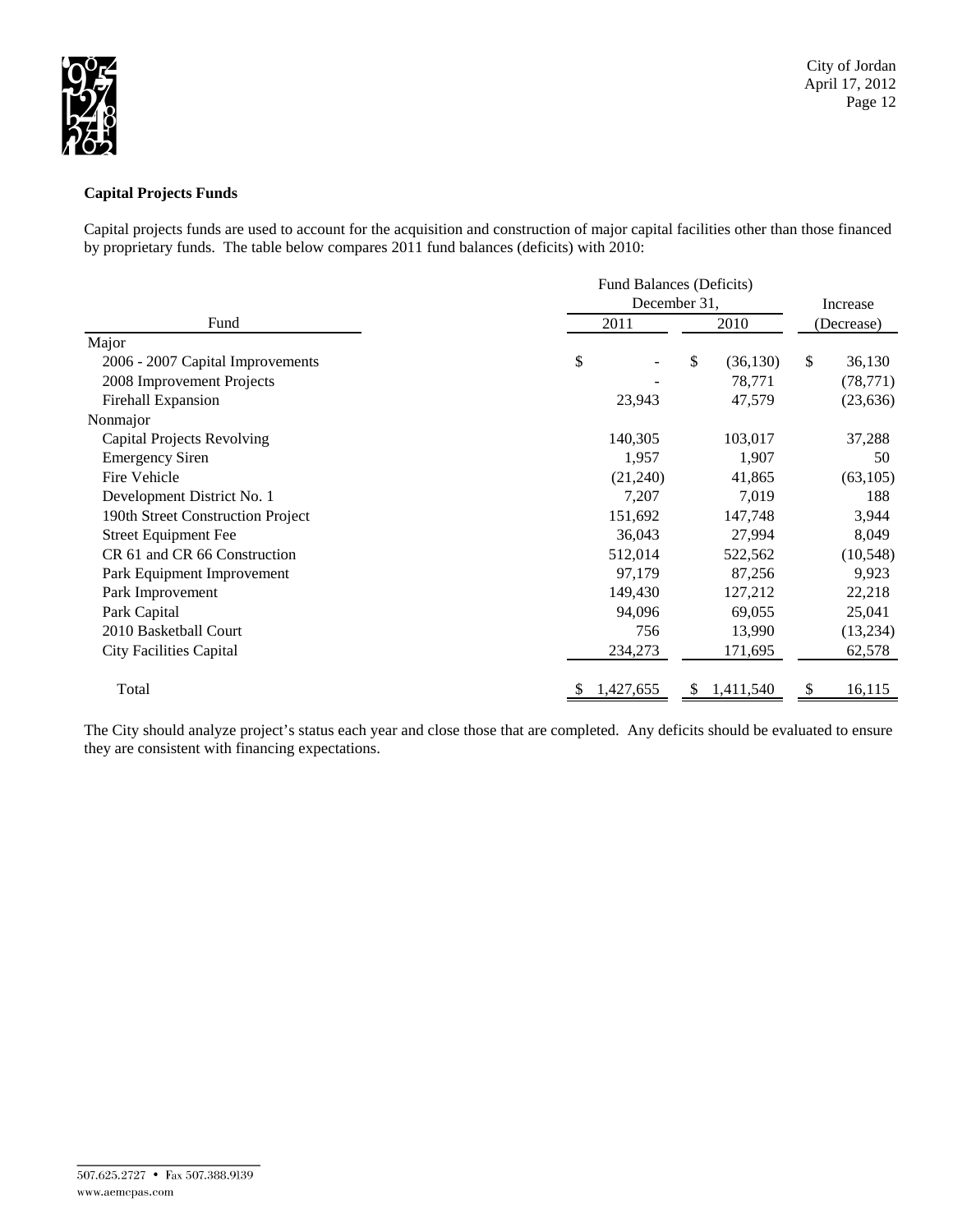**Capital Projects Funds**

Capital projects funds are used to account for the acquisition and construction of major capital facilities other than those financed by proprietary funds. The table below compares 2011 fund balances (deficits) with 2010:

| Fund | Fund Balances (Deficits) December 31, 2011 | Fund Balances (Deficits) December 31, 2010 | Increase (Decrease) |
|---|---|---|---|
| Major | | | |
| 2006 - 2007 Capital Improvements | $ - | $ (36,130) | $ 36,130 |
| 2008 Improvement Projects | - | 78,771 | (78,771) |
| Firehall Expansion | 23,943 | 47,579 | (23,636) |
| Nonmajor | | | |
| Capital Projects Revolving | 140,305 | 103,017 | 37,288 |
| Emergency Siren | 1,957 | 1,907 | 50 |
| Fire Vehicle | (21,240) | 41,865 | (63,105) |
| Development District No. 1 | 7,207 | 7,019 | 188 |
| 190th Street Construction Project | 151,692 | 147,748 | 3,944 |
| Street Equipment Fee | 36,043 | 27,994 | 8,049 |
| CR 61 and CR 66 Construction | 512,014 | 522,562 | (10,548) |
| Park Equipment Improvement | 97,179 | 87,256 | 9,923 |
| Park Improvement | 149,430 | 127,212 | 22,218 |
| Park Capital | 94,096 | 69,055 | 25,041 |
| 2010 Basketball Court | 756 | 13,990 | (13,234) |
| City Facilities Capital | 234,273 | 171,695 | 62,578 |
| Total | $ 1,427,655 | $ 1,411,540 | $ 16,115 |

The City should analyze project's status each year and close those that are completed. Any deficits should be evaluated to ensure they are consistent with financing expectations.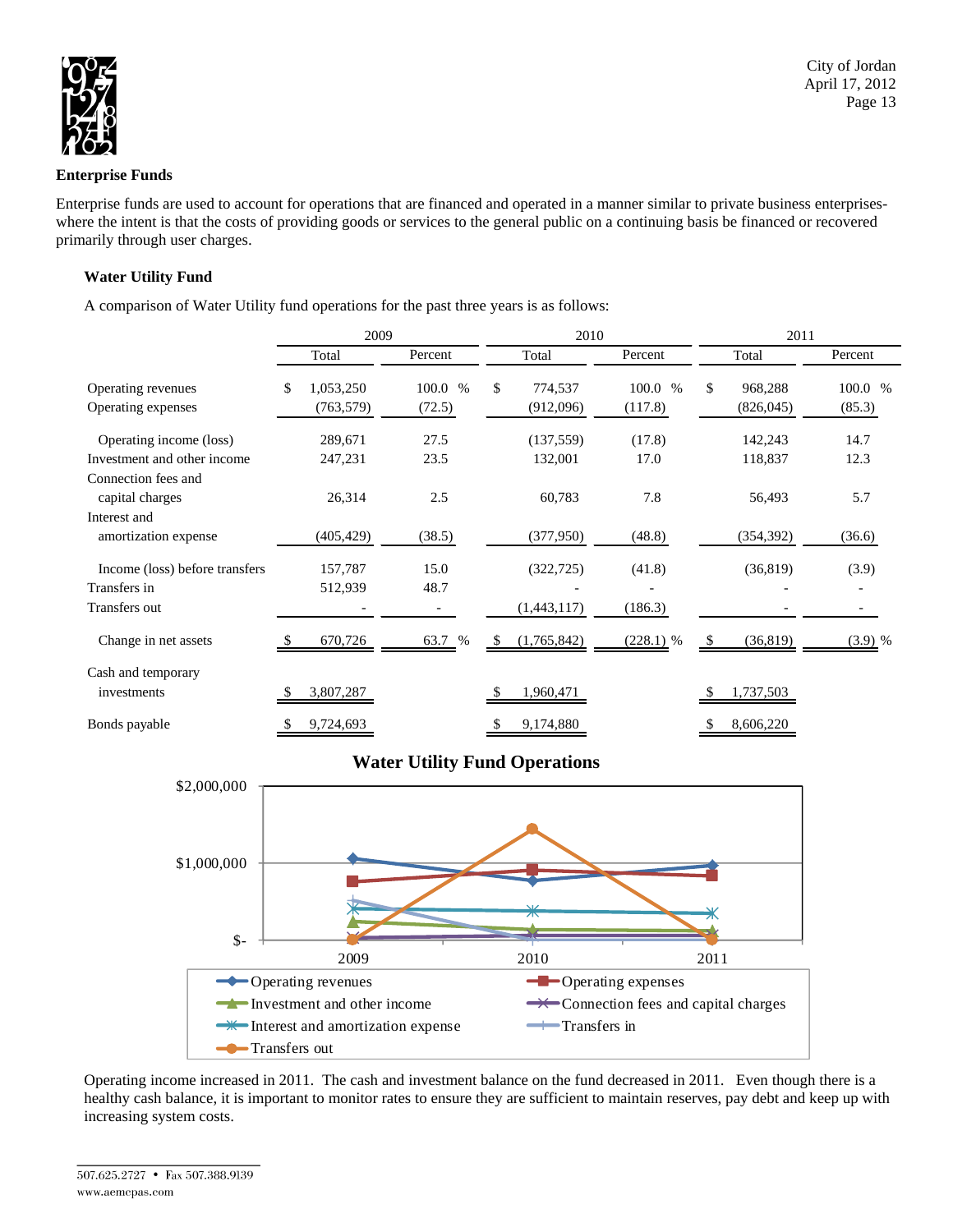## Enterprise Funds

Enterprise funds are used to account for operations that are financed and operated in a manner similar to private business enterprises- where the intent is that the costs of providing goods or services to the general public on a continuing basis be financed or recovered primarily through user charges.

### Water Utility Fund

A comparison of Water Utility fund operations for the past three years is as follows:

| | 2009 | | 2010 | | 2011 | |
|---|---|---|---|---|---|---|
| | Total | Percent | Total | Percent | Total | Percent |
| Operating revenues | $ 1,053,250 | 100.0 % | $ 774,537 | 100.0 % | $ 968,288 | 100.0 % |
| Operating expenses | (763,579) | (72.5) | (912,096) | (117.8) | (826,045) | (85.3) |
| Operating income (loss) | 289,671 | 27.5 | (137,559) | (17.8) | 142,243 | 14.7 |
| Investment and other income | 247,231 | 23.5 | 132,001 | 17.0 | 118,837 | 12.3 |
| Connection fees and capital charges | 26,314 | 2.5 | 60,783 | 7.8 | 56,493 | 5.7 |
| Interest and amortization expense | (405,429) | (38.5) | (377,950) | (48.8) | (354,392) | (36.6) |
| Income (loss) before transfers | 157,787 | 15.0 | (322,725) | (41.8) | (36,819) | (3.9) |
| Transfers in | 512,939 | 48.7 | - | - | - | - |
| Transfers out | - | - | (1,443,117) | (186.3) | - | - |
| Change in net assets | $ 670,726 | 63.7 % | $ (1,765,842) | (228.1) % | $ (36,819) | (3.9) % |
| Cash and temporary investments | $ 3,807,287 | | $ 1,960,471 | | $ 1,737,503 | |
| Bonds payable | $ 9,724,693 | | $ 9,174,880 | | $ 8,606,220 | |

**Water Utility Fund Operations**

Operating income increased in 2011. The cash and investment balance on the fund decreased in 2011. Even though there is a healthy cash balance, it is important to monitor rates to ensure they are sufficient to maintain reserves, pay debt and keep up with increasing system costs.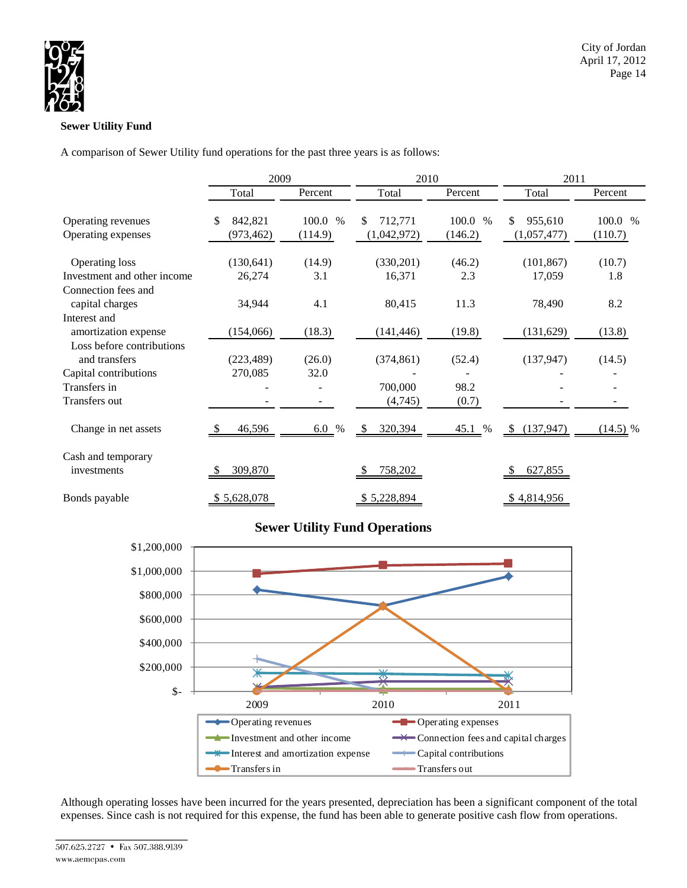**Sewer Utility Fund**

A comparison of Sewer Utility fund operations for the past three years is as follows:

| | 2009 | | 2010 | | 2011 | |
|---|---|---|---|---|---|---|
| | Total | Percent | Total | Percent | Total | Percent |
| Operating revenues | $ 842,821 | 100.0 % | $ 712,771 | 100.0 % | $ 955,610 | 100.0 % |
| Operating expenses | (973,462) | (114.9) | (1,042,972) | (146.2) | (1,057,477) | (110.7) |
| Operating loss | (130,641) | (14.9) | (330,201) | (46.2) | (101,867) | (10.7) |
| Investment and other income | 26,274 | 3.1 | 16,371 | 2.3 | 17,059 | 1.8 |
| Connection fees and capital charges | 34,944 | 4.1 | 80,415 | 11.3 | 78,490 | 8.2 |
| Interest and amortization expense | (154,066) | (18.3) | (141,446) | (19.8) | (131,629) | (13.8) |
| Loss before contributions and transfers | (223,489) | (26.0) | (374,861) | (52.4) | (137,947) | (14.5) |
| Capital contributions | 270,085 | 32.0 | - | - | - | - |
| Transfers in | - | - | 700,000 | 98.2 | - | - |
| Transfers out | - | - | (4,745) | (0.7) | - | - |
| Change in net assets | $ 46,596 | 6.0 % | $ 320,394 | 45.1 % | $ (137,947) | (14.5) % |
| Cash and temporary investments | $ 309,870 | | $ 758,202 | | $ 627,855 | |
| Bonds payable | $ 5,628,078 | | $ 5,228,894 | | $ 4,814,956 | |

**Sewer Utility Fund Operations**

Although operating losses have been incurred for the years presented, depreciation has been a significant component of the total expenses. Since cash is not required for this expense, the fund has been able to generate positive cash flow from operations.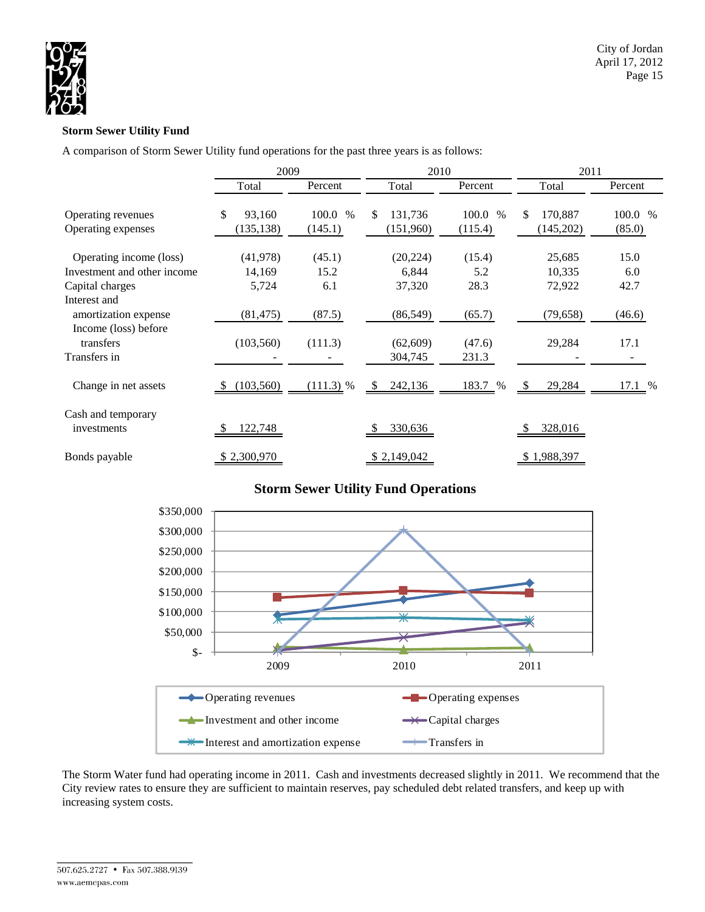### Storm Sewer Utility Fund

A comparison of Storm Sewer Utility fund operations for the past three years is as follows:

| | 2009 | | 2010 | | 2011 | |
|---|---|---|---|---|---|---|
| | Total | Percent | Total | Percent | Total | Percent |
| Operating revenues | $ 93,160 | 100.0 % | $ 131,736 | 100.0 % | $ 170,887 | 100.0 % |
| Operating expenses | (135,138) | (145.1) | (151,960) | (115.4) | (145,202) | (85.0) |
| Operating income (loss) | (41,978) | (45.1) | (20,224) | (15.4) | 25,685 | 15.0 |
| Investment and other income | 14,169 | 15.2 | 6,844 | 5.2 | 10,335 | 6.0 |
| Capital charges | 5,724 | 6.1 | 37,320 | 28.3 | 72,922 | 42.7 |
| Interest and amortization expense | (81,475) | (87.5) | (86,549) | (65.7) | (79,658) | (46.6) |
| Income (loss) before transfers | (103,560) | (111.3) | (62,609) | (47.6) | 29,284 | 17.1 |
| Transfers in | - | - | 304,745 | 231.3 | - | - |
| Change in net assets | $ (103,560) | (111.3) % | $ 242,136 | 183.7 % | $ 29,284 | 17.1 % |
| Cash and temporary investments | $ 122,748 | | $ 330,636 | | $ 328,016 | |
| Bonds payable | $ 2,300,970 | | $ 2,149,042 | | $ 1,988,397 | |

**Storm Sewer Utility Fund Operations**

The Storm Water fund had operating income in 2011. Cash and investments decreased slightly in 2011. We recommend that the City review rates to ensure they are sufficient to maintain reserves, pay scheduled debt related transfers, and keep up with increasing system costs.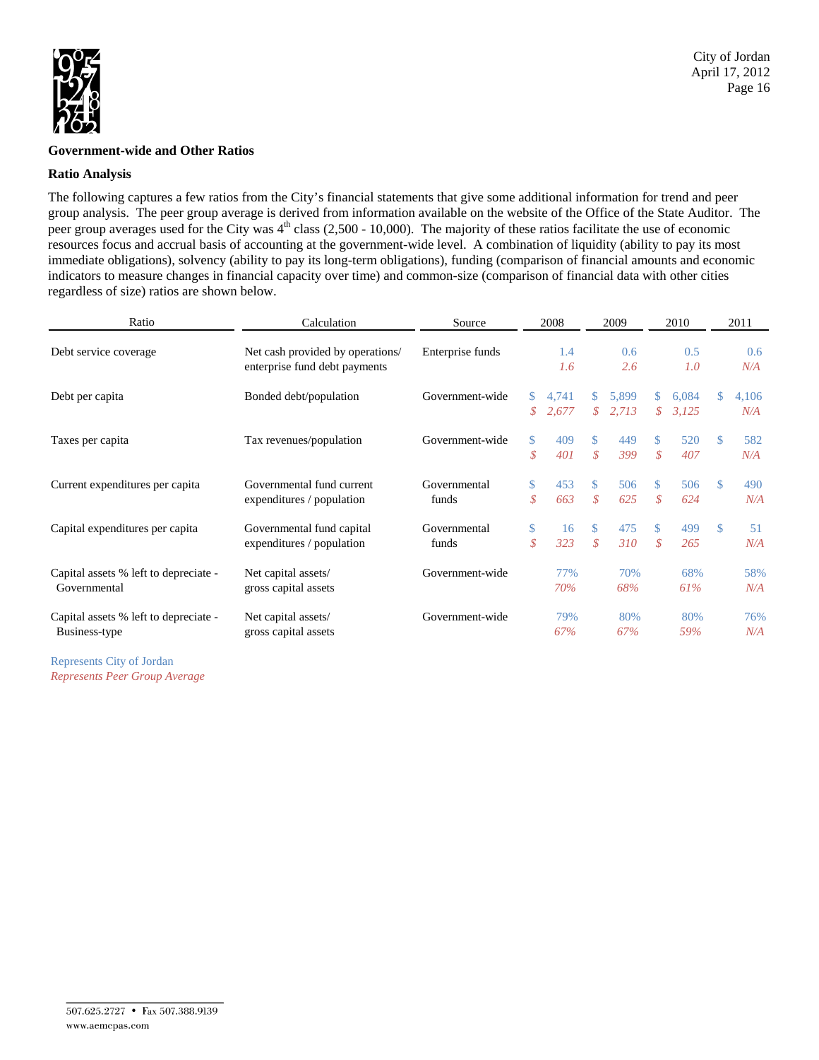## Government-wide and Other Ratios

### Ratio Analysis

The following captures a few ratios from the City's financial statements that give some additional information for trend and peer group analysis. The peer group average is derived from information available on the website of the Office of the State Auditor. The peer group averages used for the City was 4th class (2,500 - 10,000). The majority of these ratios facilitate the use of economic resources focus and accrual basis of accounting at the government-wide level. A combination of liquidity (ability to pay its most immediate obligations), solvency (ability to pay its long-term obligations), funding (comparison of financial amounts and economic indicators to measure changes in financial capacity over time) and common-size (comparison of financial data with other cities regardless of size) ratios are shown below.

| Ratio | Calculation | Source | 2008 | 2009 | 2010 | 2011 |
|---|---|---|---|---|---|---|
| Debt service coverage | Net cash provided by operations/ enterprise fund debt payments | Enterprise funds | 1.4 | 0.6 | 0.5 | 0.6 |
| | | | *1.6* | *2.6* | *1.0* | *N/A* |
| Debt per capita | Bonded debt/population | Government-wide | $ 4,741 | $ 5,899 | $ 6,084 | $ 4,106 |
| | | | *$ 2,677* | *$ 2,713* | *$ 3,125* | *N/A* |
| Taxes per capita | Tax revenues/population | Government-wide | $ 409 | $ 449 | $ 520 | $ 582 |
| | | | *$ 401* | *$ 399* | *$ 407* | *N/A* |
| Current expenditures per capita | Governmental fund current expenditures / population | Governmental funds | $ 453 | $ 506 | $ 506 | $ 490 |
| | | | *$ 663* | *$ 625* | *$ 624* | *N/A* |
| Capital expenditures per capita | Governmental fund capital expenditures / population | Governmental funds | $ 16 | $ 475 | $ 499 | $ 51 |
| | | | *$ 323* | *$ 310* | *$ 265* | *N/A* |
| Capital assets % left to depreciate - Governmental | Net capital assets/ gross capital assets | Government-wide | 77% | 70% | 68% | 58% |
| | | | *70%* | *68%* | *61%* | *N/A* |
| Capital assets % left to depreciate - Business-type | Net capital assets/ gross capital assets | Government-wide | 79% | 80% | 80% | 76% |
| | | | *67%* | *67%* | *59%* | *N/A* |

Represents City of Jordan

*Represents Peer Group Average*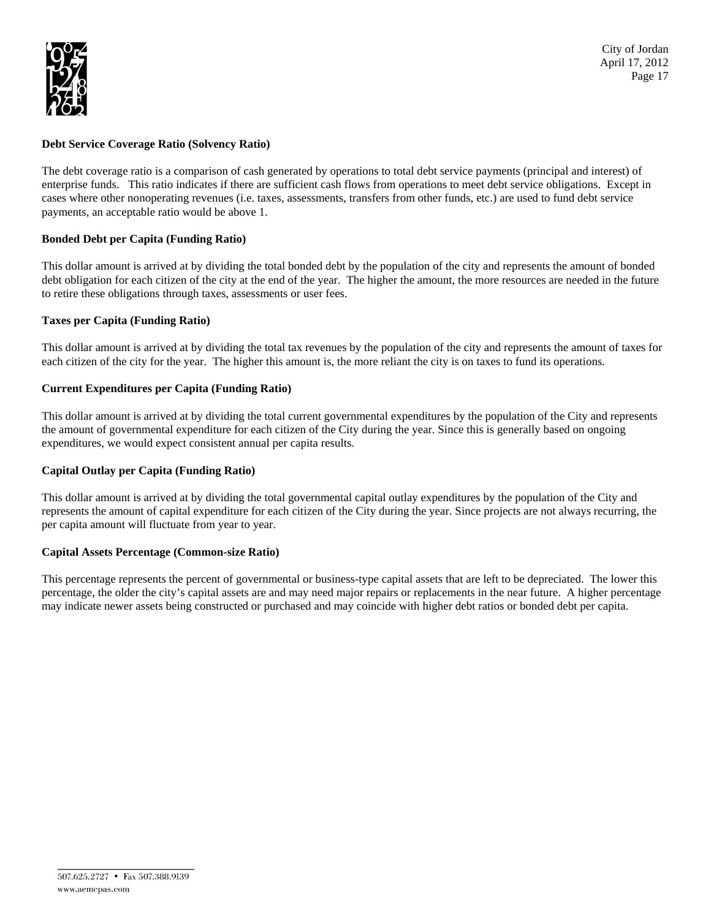**Debt Service Coverage Ratio (Solvency Ratio)**

The debt coverage ratio is a comparison of cash generated by operations to total debt service payments (principal and interest) of enterprise funds. This ratio indicates if there are sufficient cash flows from operations to meet debt service obligations. Except in cases where other nonoperating revenues (i.e. taxes, assessments, transfers from other funds, etc.) are used to fund debt service payments, an acceptable ratio would be above 1.

**Bonded Debt per Capita (Funding Ratio)**

This dollar amount is arrived at by dividing the total bonded debt by the population of the city and represents the amount of bonded debt obligation for each citizen of the city at the end of the year. The higher the amount, the more resources are needed in the future to retire these obligations through taxes, assessments or user fees.

**Taxes per Capita (Funding Ratio)**

This dollar amount is arrived at by dividing the total tax revenues by the population of the city and represents the amount of taxes for each citizen of the city for the year. The higher this amount is, the more reliant the city is on taxes to fund its operations.

**Current Expenditures per Capita (Funding Ratio)**

This dollar amount is arrived at by dividing the total current governmental expenditures by the population of the City and represents the amount of governmental expenditure for each citizen of the City during the year. Since this is generally based on ongoing expenditures, we would expect consistent annual per capita results.

**Capital Outlay per Capita (Funding Ratio)**

This dollar amount is arrived at by dividing the total governmental capital outlay expenditures by the population of the City and represents the amount of capital expenditure for each citizen of the City during the year. Since projects are not always recurring, the per capita amount will fluctuate from year to year.

**Capital Assets Percentage (Common-size Ratio)**

This percentage represents the percent of governmental or business-type capital assets that are left to be depreciated. The lower this percentage, the older the city's capital assets are and may need major repairs or replacements in the near future. A higher percentage may indicate newer assets being constructed or purchased and may coincide with higher debt ratios or bonded debt per capita.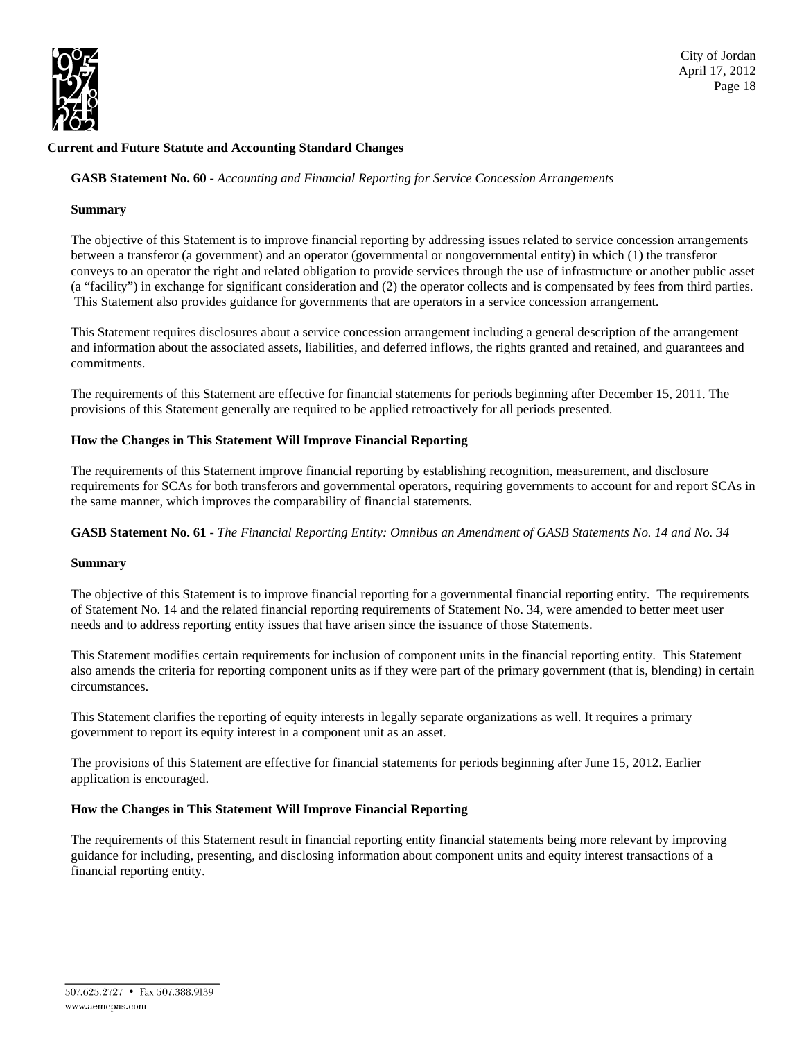## Current and Future Statute and Accounting Standard Changes

### GASB Statement No. 60 - *Accounting and Financial Reporting for Service Concession Arrangements*

**Summary**

The objective of this Statement is to improve financial reporting by addressing issues related to service concession arrangements between a transferor (a government) and an operator (governmental or nongovernmental entity) in which (1) the transferor conveys to an operator the right and related obligation to provide services through the use of infrastructure or another public asset (a "facility") in exchange for significant consideration and (2) the operator collects and is compensated by fees from third parties. This Statement also provides guidance for governments that are operators in a service concession arrangement.

This Statement requires disclosures about a service concession arrangement including a general description of the arrangement and information about the associated assets, liabilities, and deferred inflows, the rights granted and retained, and guarantees and commitments.

The requirements of this Statement are effective for financial statements for periods beginning after December 15, 2011. The provisions of this Statement generally are required to be applied retroactively for all periods presented.

**How the Changes in This Statement Will Improve Financial Reporting**

The requirements of this Statement improve financial reporting by establishing recognition, measurement, and disclosure requirements for SCAs for both transferors and governmental operators, requiring governments to account for and report SCAs in the same manner, which improves the comparability of financial statements.

### GASB Statement No. 61 - *The Financial Reporting Entity: Omnibus an Amendment of GASB Statements No. 14 and No. 34*

**Summary**

The objective of this Statement is to improve financial reporting for a governmental financial reporting entity. The requirements of Statement No. 14 and the related financial reporting requirements of Statement No. 34, were amended to better meet user needs and to address reporting entity issues that have arisen since the issuance of those Statements.

This Statement modifies certain requirements for inclusion of component units in the financial reporting entity. This Statement also amends the criteria for reporting component units as if they were part of the primary government (that is, blending) in certain circumstances.

This Statement clarifies the reporting of equity interests in legally separate organizations as well. It requires a primary government to report its equity interest in a component unit as an asset.

The provisions of this Statement are effective for financial statements for periods beginning after June 15, 2012. Earlier application is encouraged.

**How the Changes in This Statement Will Improve Financial Reporting**

The requirements of this Statement result in financial reporting entity financial statements being more relevant by improving guidance for including, presenting, and disclosing information about component units and equity interest transactions of a financial reporting entity.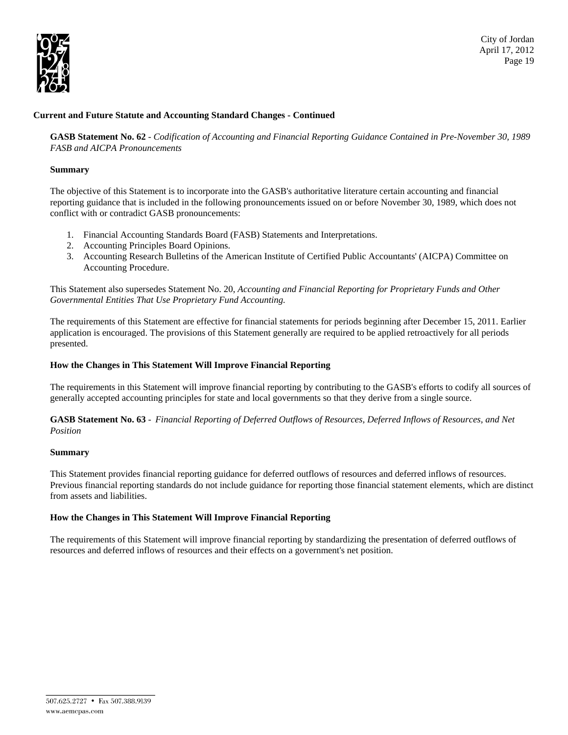**Current and Future Statute and Accounting Standard Changes - Continued**

**GASB Statement No. 62** - *Codification of Accounting and Financial Reporting Guidance Contained in Pre-November 30, 1989 FASB and AICPA Pronouncements*

**Summary**

The objective of this Statement is to incorporate into the GASB's authoritative literature certain accounting and financial reporting guidance that is included in the following pronouncements issued on or before November 30, 1989, which does not conflict with or contradict GASB pronouncements:

1. Financial Accounting Standards Board (FASB) Statements and Interpretations.
2. Accounting Principles Board Opinions.
3. Accounting Research Bulletins of the American Institute of Certified Public Accountants' (AICPA) Committee on Accounting Procedure.

This Statement also supersedes Statement No. 20, *Accounting and Financial Reporting for Proprietary Funds and Other Governmental Entities That Use Proprietary Fund Accounting.*

The requirements of this Statement are effective for financial statements for periods beginning after December 15, 2011. Earlier application is encouraged. The provisions of this Statement generally are required to be applied retroactively for all periods presented.

**How the Changes in This Statement Will Improve Financial Reporting**

The requirements in this Statement will improve financial reporting by contributing to the GASB's efforts to codify all sources of generally accepted accounting principles for state and local governments so that they derive from a single source.

**GASB Statement No. 63** - *Financial Reporting of Deferred Outflows of Resources, Deferred Inflows of Resources, and Net Position*

**Summary**

This Statement provides financial reporting guidance for deferred outflows of resources and deferred inflows of resources. Previous financial reporting standards do not include guidance for reporting those financial statement elements, which are distinct from assets and liabilities.

**How the Changes in This Statement Will Improve Financial Reporting**

The requirements of this Statement will improve financial reporting by standardizing the presentation of deferred outflows of resources and deferred inflows of resources and their effects on a government's net position.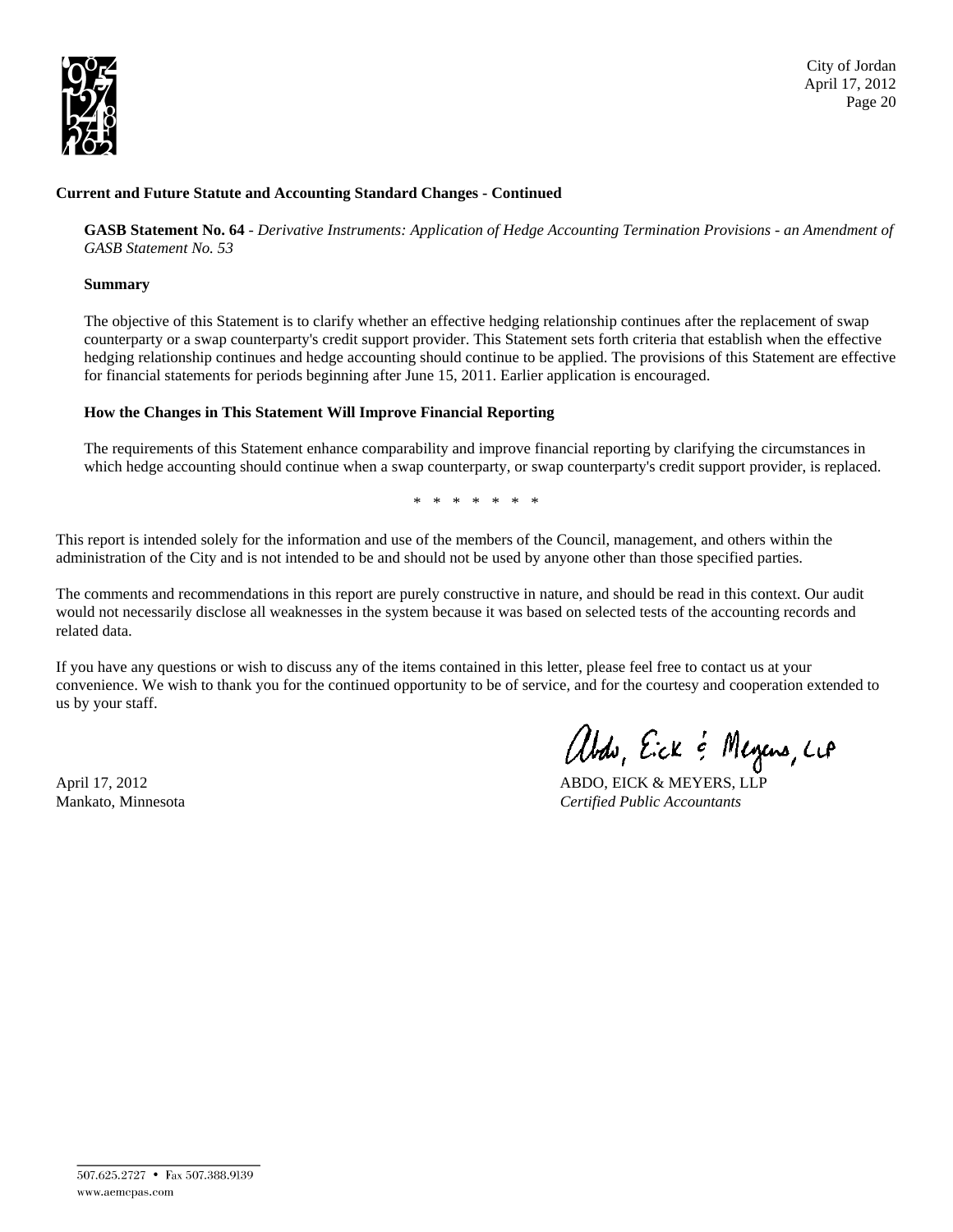**Current and Future Statute and Accounting Standard Changes - Continued**

**GASB Statement No. 64** - *Derivative Instruments: Application of Hedge Accounting Termination Provisions - an Amendment of GASB Statement No. 53*

**Summary**

The objective of this Statement is to clarify whether an effective hedging relationship continues after the replacement of swap counterparty or a swap counterparty's credit support provider. This Statement sets forth criteria that establish when the effective hedging relationship continues and hedge accounting should continue to be applied. The provisions of this Statement are effective for financial statements for periods beginning after June 15, 2011. Earlier application is encouraged.

**How the Changes in This Statement Will Improve Financial Reporting**

The requirements of this Statement enhance comparability and improve financial reporting by clarifying the circumstances in which hedge accounting should continue when a swap counterparty, or swap counterparty's credit support provider, is replaced.

\* \* \* \* \* \* \*

This report is intended solely for the information and use of the members of the Council, management, and others within the administration of the City and is not intended to be and should not be used by anyone other than those specified parties.

The comments and recommendations in this report are purely constructive in nature, and should be read in this context. Our audit would not necessarily disclose all weaknesses in the system because it was based on selected tests of the accounting records and related data.

If you have any questions or wish to discuss any of the items contained in this letter, please feel free to contact us at your convenience. We wish to thank you for the continued opportunity to be of service, and for the courtesy and cooperation extended to us by your staff.

Abdo, Eick & Meyers, LLP

April 17, 2012
Mankato, Minnesota

ABDO, EICK & MEYERS, LLP
*Certified Public Accountants*

507.625.2727 • Fax 507.388.9139
www.aemcpas.com